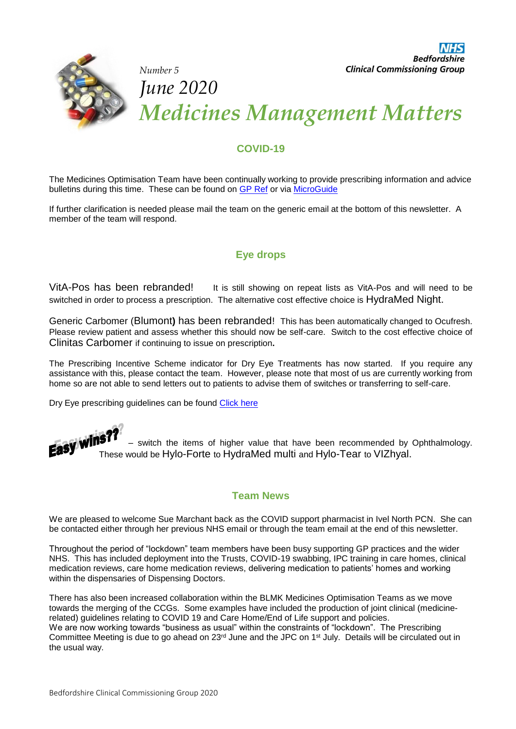NHS
**Bedfordshire Clinical Commissioning Group**

*Number 5*

*June 2020*

# *Medicines Management Matters*

## COVID-19

The Medicines Optimisation Team have been continually working to provide prescribing information and advice bulletins during this time. These can be found on GP Ref or via MicroGuide

If further clarification is needed please mail the team on the generic email at the bottom of this newsletter. A member of the team will respond.

## Eye drops

VitA-Pos has been rebranded! It is still showing on repeat lists as VitA-Pos and will need to be switched in order to process a prescription. The alternative cost effective choice is HydraMed Night.

Generic Carbomer (Blumont) has been rebranded! This has been automatically changed to Ocufresh. Please review patient and assess whether this should now be self-care. Switch to the cost effective choice of Clinitas Carbomer if continuing to issue on prescription**.**

The Prescribing Incentive Scheme indicator for Dry Eye Treatments has now started. If you require any assistance with this, please contact the team. However, please note that most of us are currently working from home so are not able to send letters out to patients to advise them of switches or transferring to self-care.

Dry Eye prescribing guidelines can be found Click here

**Easy wins??** – switch the items of higher value that have been recommended by Ophthalmology. These would be Hylo-Forte to HydraMed multi and Hylo-Tear to VIZhyal.

## Team News

We are pleased to welcome Sue Marchant back as the COVID support pharmacist in Ivel North PCN. She can be contacted either through her previous NHS email or through the team email at the end of this newsletter.

Throughout the period of "lockdown" team members have been busy supporting GP practices and the wider NHS. This has included deployment into the Trusts, COVID-19 swabbing, IPC training in care homes, clinical medication reviews, care home medication reviews, delivering medication to patients' homes and working within the dispensaries of Dispensing Doctors.

There has also been increased collaboration within the BLMK Medicines Optimisation Teams as we move towards the merging of the CCGs. Some examples have included the production of joint clinical (medicine-related) guidelines relating to COVID 19 and Care Home/End of Life support and policies.
We are now working towards "business as usual" within the constraints of "lockdown". The Prescribing Committee Meeting is due to go ahead on 23rd June and the JPC on 1st July. Details will be circulated out in the usual way.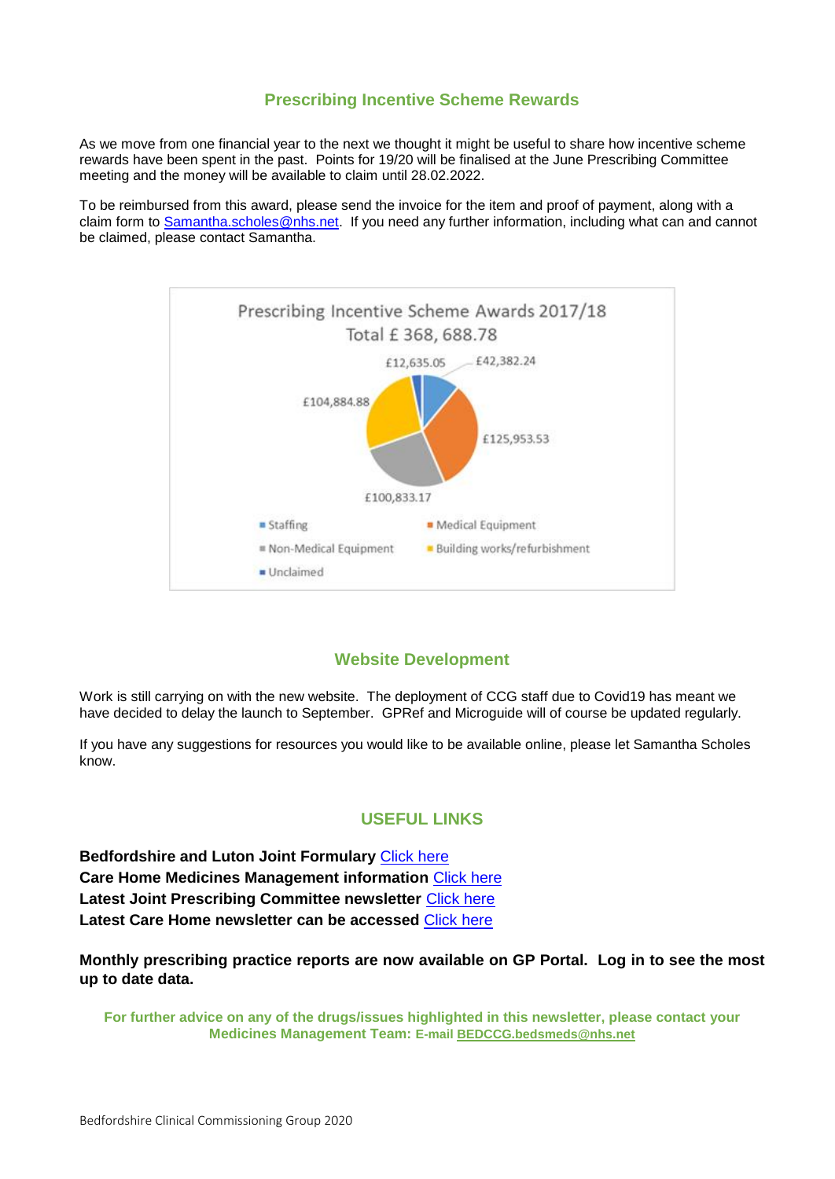## Prescribing Incentive Scheme Rewards

As we move from one financial year to the next we thought it might be useful to share how incentive scheme rewards have been spent in the past. Points for 19/20 will be finalised at the June Prescribing Committee meeting and the money will be available to claim until 28.02.2022.

To be reimbursed from this award, please send the invoice for the item and proof of payment, along with a claim form to Samantha.scholes@nhs.net. If you need any further information, including what can and cannot be claimed, please contact Samantha.

Prescribing Incentive Scheme Awards 2017/18

Total £ 368, 688.78

£12,635.05

£42,382.24

£104,884.88

£125,953.53

£100,833.17

Staffing

Medical Equipment

Non-Medical Equipment

Building works/refurbishment

Unclaimed

## Website Development

Work is still carrying on with the new website. The deployment of CCG staff due to Covid19 has meant we have decided to delay the launch to September. GPRef and Microguide will of course be updated regularly.

If you have any suggestions for resources you would like to be available online, please let Samantha Scholes know.

## USEFUL LINKS

**Bedfordshire and Luton Joint Formulary** Click here
**Care Home Medicines Management information** Click here
**Latest Joint Prescribing Committee newsletter** Click here
**Latest Care Home newsletter can be accessed** Click here

**Monthly prescribing practice reports are now available on GP Portal. Log in to see the most up to date data.**

**For further advice on any of the drugs/issues highlighted in this newsletter, please contact your Medicines Management Team: E-mail BEDCCG.bedsmeds@nhs.net**

Bedfordshire Clinical Commissioning Group 2020